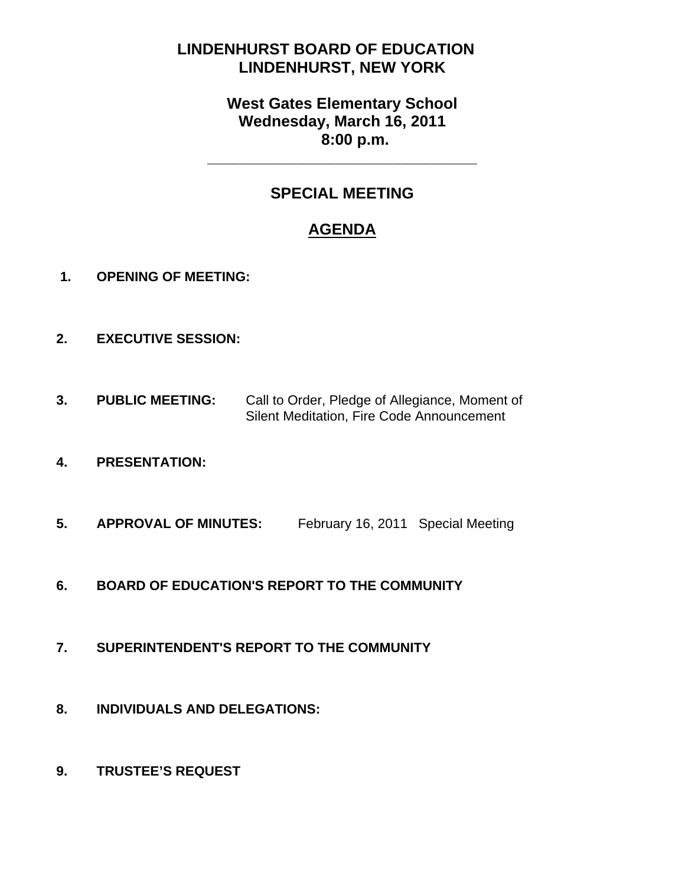# LINDENHURST BOARD OF EDUCATION
# LINDENHURST, NEW YORK

## West Gates Elementary School
## Wednesday, March 16, 2011
## 8:00 p.m.

---

## SPECIAL MEETING

## AGENDA

1. **OPENING OF MEETING:**

2. **EXECUTIVE SESSION:**

3. **PUBLIC MEETING:** Call to Order, Pledge of Allegiance, Moment of Silent Meditation, Fire Code Announcement

4. **PRESENTATION:**

5. **APPROVAL OF MINUTES:** February 16, 2011 Special Meeting

6. **BOARD OF EDUCATION'S REPORT TO THE COMMUNITY**

7. **SUPERINTENDENT'S REPORT TO THE COMMUNITY**

8. **INDIVIDUALS AND DELEGATIONS:**

9. **TRUSTEE'S REQUEST**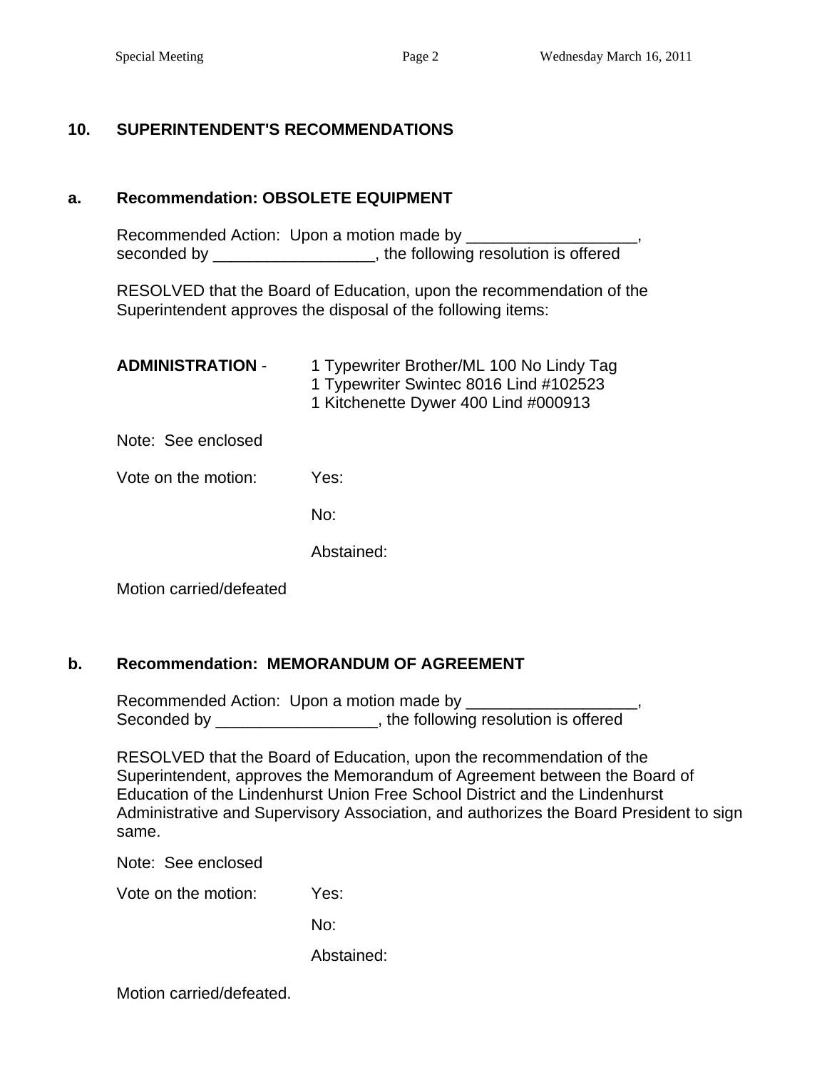## 10. SUPERINTENDENT'S RECOMMENDATIONS

### a. Recommendation: OBSOLETE EQUIPMENT

Recommended Action: Upon a motion made by ___________________, seconded by __________________, the following resolution is offered

RESOLVED that the Board of Education, upon the recommendation of the Superintendent approves the disposal of the following items:

**ADMINISTRATION** -

1 Typewriter Brother/ML 100 No Lindy Tag
1 Typewriter Swintec 8016 Lind #102523
1 Kitchenette Dywer 400 Lind #000913

Note: See enclosed

Vote on the motion: Yes:

No:

Abstained:

Motion carried/defeated

### b. Recommendation: MEMORANDUM OF AGREEMENT

Recommended Action: Upon a motion made by ___________________, Seconded by __________________, the following resolution is offered

RESOLVED that the Board of Education, upon the recommendation of the Superintendent, approves the Memorandum of Agreement between the Board of Education of the Lindenhurst Union Free School District and the Lindenhurst Administrative and Supervisory Association, and authorizes the Board President to sign same.

Note: See enclosed

Vote on the motion: Yes:

No:

Abstained:

Motion carried/defeated.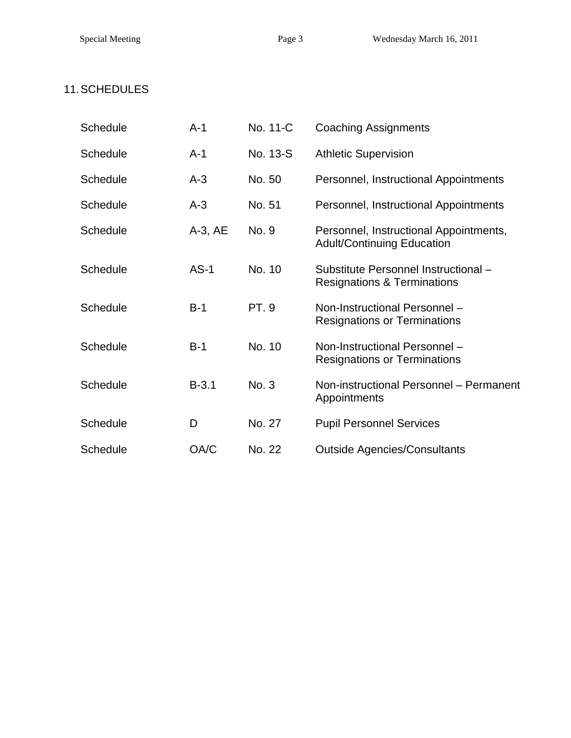## 11. SCHEDULES

| | | | |
|---|---|---|---|
| Schedule | A-1 | No. 11-C | Coaching Assignments |
| Schedule | A-1 | No. 13-S | Athletic Supervision |
| Schedule | A-3 | No. 50 | Personnel, Instructional Appointments |
| Schedule | A-3 | No. 51 | Personnel, Instructional Appointments |
| Schedule | A-3, AE | No. 9 | Personnel, Instructional Appointments, Adult/Continuing Education |
| Schedule | AS-1 | No. 10 | Substitute Personnel Instructional – Resignations & Terminations |
| Schedule | B-1 | PT. 9 | Non-Instructional Personnel – Resignations or Terminations |
| Schedule | B-1 | No. 10 | Non-Instructional Personnel – Resignations or Terminations |
| Schedule | B-3.1 | No. 3 | Non-instructional Personnel – Permanent Appointments |
| Schedule | D | No. 27 | Pupil Personnel Services |
| Schedule | OA/C | No. 22 | Outside Agencies/Consultants |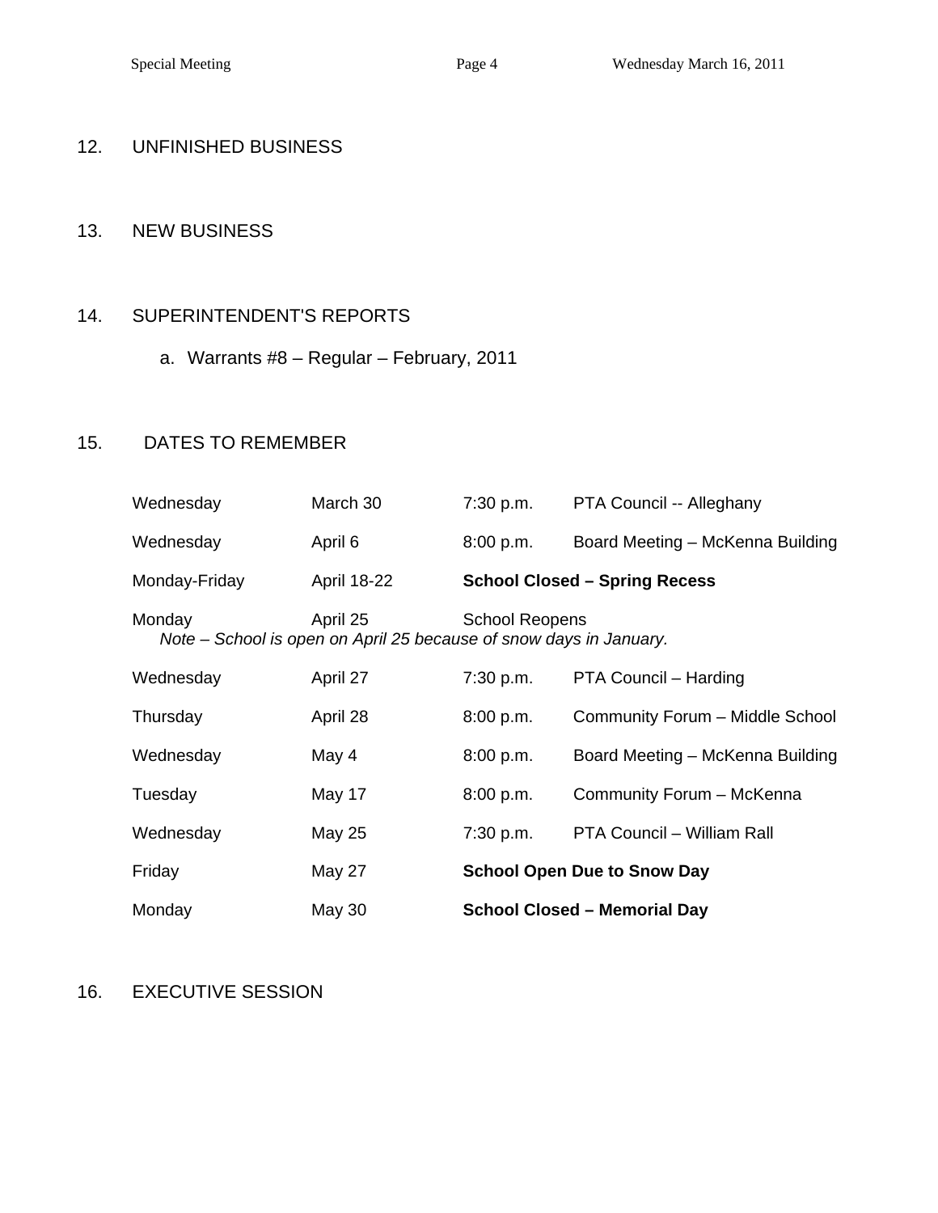12. UNFINISHED BUSINESS

13. NEW BUSINESS

14. SUPERINTENDENT'S REPORTS

    a. Warrants #8 – Regular – February, 2011

15. DATES TO REMEMBER

| | | | |
|---|---|---|---|
| Wednesday | March 30 | 7:30 p.m. | PTA Council -- Alleghany |
| Wednesday | April 6 | 8:00 p.m. | Board Meeting – McKenna Building |
| Monday-Friday | April 18-22 | **School Closed – Spring Recess** | |
| Monday | April 25 | School Reopens | |
| *Note – School is open on April 25 because of snow days in January.* | | | |
| Wednesday | April 27 | 7:30 p.m. | PTA Council – Harding |
| Thursday | April 28 | 8:00 p.m. | Community Forum – Middle School |
| Wednesday | May 4 | 8:00 p.m. | Board Meeting – McKenna Building |
| Tuesday | May 17 | 8:00 p.m. | Community Forum – McKenna |
| Wednesday | May 25 | 7:30 p.m. | PTA Council – William Rall |
| Friday | May 27 | **School Open Due to Snow Day** | |
| Monday | May 30 | **School Closed – Memorial Day** | |

16. EXECUTIVE SESSION